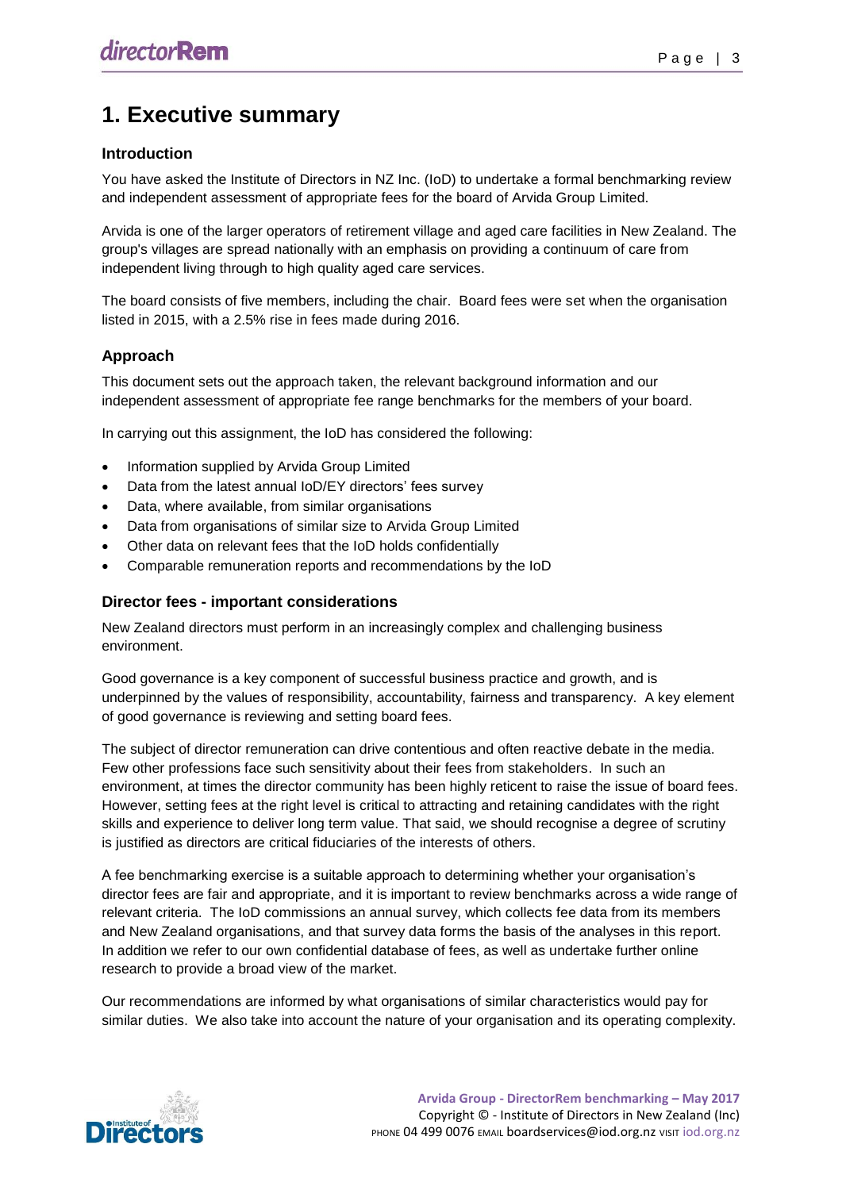# 1. Executive summary

### Introduction

You have asked the Institute of Directors in NZ Inc. (IoD) to undertake a formal benchmarking review and independent assessment of appropriate fees for the board of Arvida Group Limited.

Arvida is one of the larger operators of retirement village and aged care facilities in New Zealand. The group's villages are spread nationally with an emphasis on providing a continuum of care from independent living through to high quality aged care services.

The board consists of five members, including the chair. Board fees were set when the organisation listed in 2015, with a 2.5% rise in fees made during 2016.

## Approach

This document sets out the approach taken, the relevant background information and our independent assessment of appropriate fee range benchmarks for the members of your board.

In carrying out this assignment, the IoD has considered the following:

- Information supplied by Arvida Group Limited
- Data from the latest annual IoD/EY directors' fees survey
- Data, where available, from similar organisations
- Data from organisations of similar size to Arvida Group Limited
- Other data on relevant fees that the IoD holds confidentially
- Comparable remuneration reports and recommendations by the IoD

### Director fees - important considerations

New Zealand directors must perform in an increasingly complex and challenging business environment.

Good governance is a key component of successful business practice and growth, and is underpinned by the values of responsibility, accountability, fairness and transparency. A key element of good governance is reviewing and setting board fees.

The subject of director remuneration can drive contentious and often reactive debate in the media. Few other professions face such sensitivity about their fees from stakeholders. In such an environment, at times the director community has been highly reticent to raise the issue of board fees. However, setting fees at the right level is critical to attracting and retaining candidates with the right skills and experience to deliver long term value. That said, we should recognise a degree of scrutiny is justified as directors are critical fiduciaries of the interests of others.

A fee benchmarking exercise is a suitable approach to determining whether your organisation's director fees are fair and appropriate, and it is important to review benchmarks across a wide range of relevant criteria. The IoD commissions an annual survey, which collects fee data from its members and New Zealand organisations, and that survey data forms the basis of the analyses in this report. In addition we refer to our own confidential database of fees, as well as undertake further online research to provide a broad view of the market.

Our recommendations are informed by what organisations of similar characteristics would pay for similar duties. We also take into account the nature of your organisation and its operating complexity.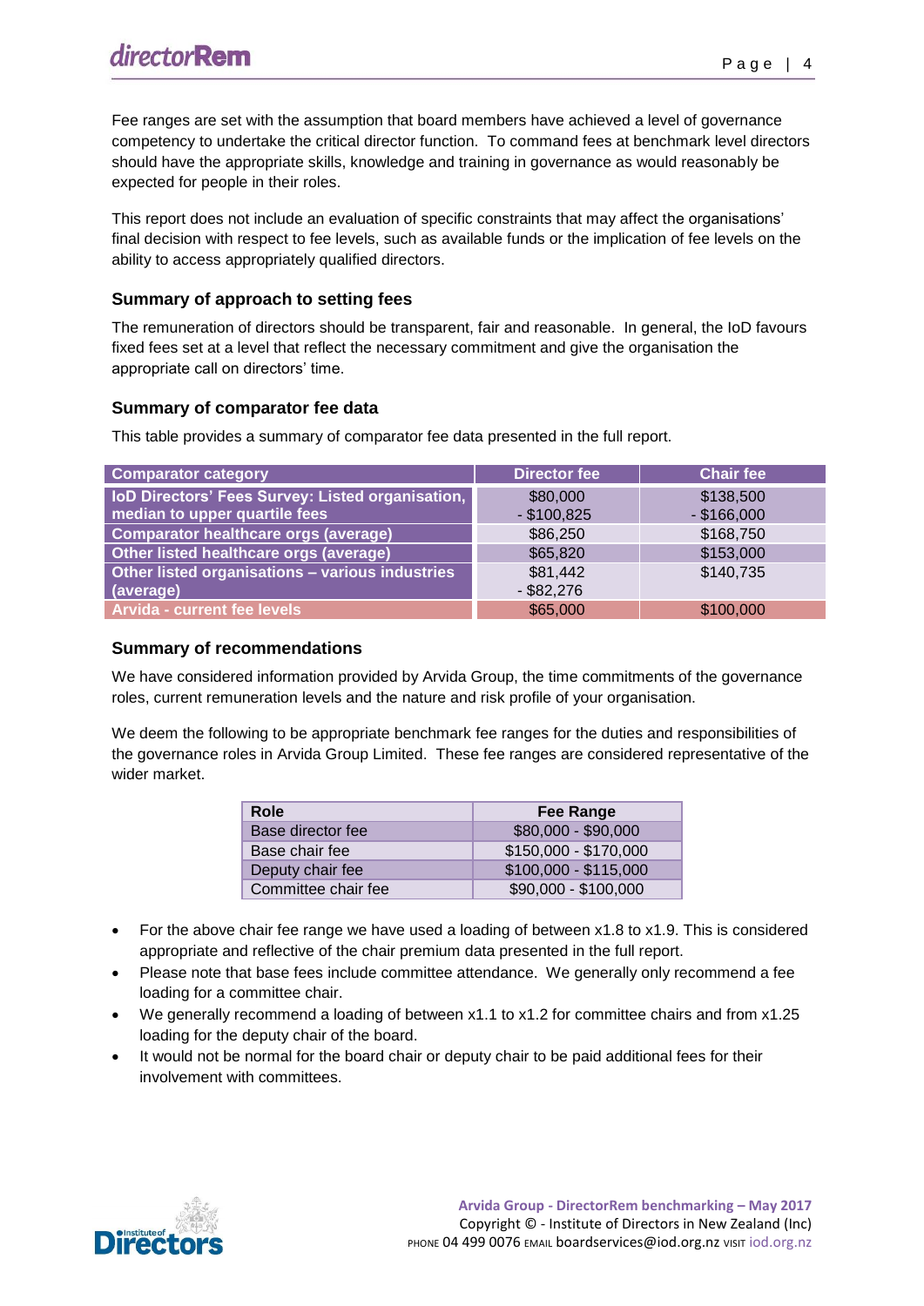Fee ranges are set with the assumption that board members have achieved a level of governance competency to undertake the critical director function. To command fees at benchmark level directors should have the appropriate skills, knowledge and training in governance as would reasonably be expected for people in their roles.

This report does not include an evaluation of specific constraints that may affect the organisations' final decision with respect to fee levels, such as available funds or the implication of fee levels on the ability to access appropriately qualified directors.

### Summary of approach to setting fees

The remuneration of directors should be transparent, fair and reasonable. In general, the IoD favours fixed fees set at a level that reflect the necessary commitment and give the organisation the appropriate call on directors' time.

### Summary of comparator fee data

This table provides a summary of comparator fee data presented in the full report.

| Comparator category | Director fee | Chair fee |
|---|---|---|
| IoD Directors' Fees Survey: Listed organisation, median to upper quartile fees | $80,000 - $100,825 | $138,500 - $166,000 |
| Comparator healthcare orgs (average) | $86,250 | $168,750 |
| Other listed healthcare orgs (average) | $65,820 | $153,000 |
| Other listed organisations – various industries (average) | $81,442 - $82,276 | $140,735 |
| Arvida - current fee levels | $65,000 | $100,000 |

### Summary of recommendations

We have considered information provided by Arvida Group, the time commitments of the governance roles, current remuneration levels and the nature and risk profile of your organisation.

We deem the following to be appropriate benchmark fee ranges for the duties and responsibilities of the governance roles in Arvida Group Limited. These fee ranges are considered representative of the wider market.

| Role | Fee Range |
|---|---|
| Base director fee | $80,000 - $90,000 |
| Base chair fee | $150,000 - $170,000 |
| Deputy chair fee | $100,000 - $115,000 |
| Committee chair fee | $90,000 - $100,000 |

- For the above chair fee range we have used a loading of between x1.8 to x1.9. This is considered appropriate and reflective of the chair premium data presented in the full report.
- Please note that base fees include committee attendance. We generally only recommend a fee loading for a committee chair.
- We generally recommend a loading of between x1.1 to x1.2 for committee chairs and from x1.25 loading for the deputy chair of the board.
- It would not be normal for the board chair or deputy chair to be paid additional fees for their involvement with committees.